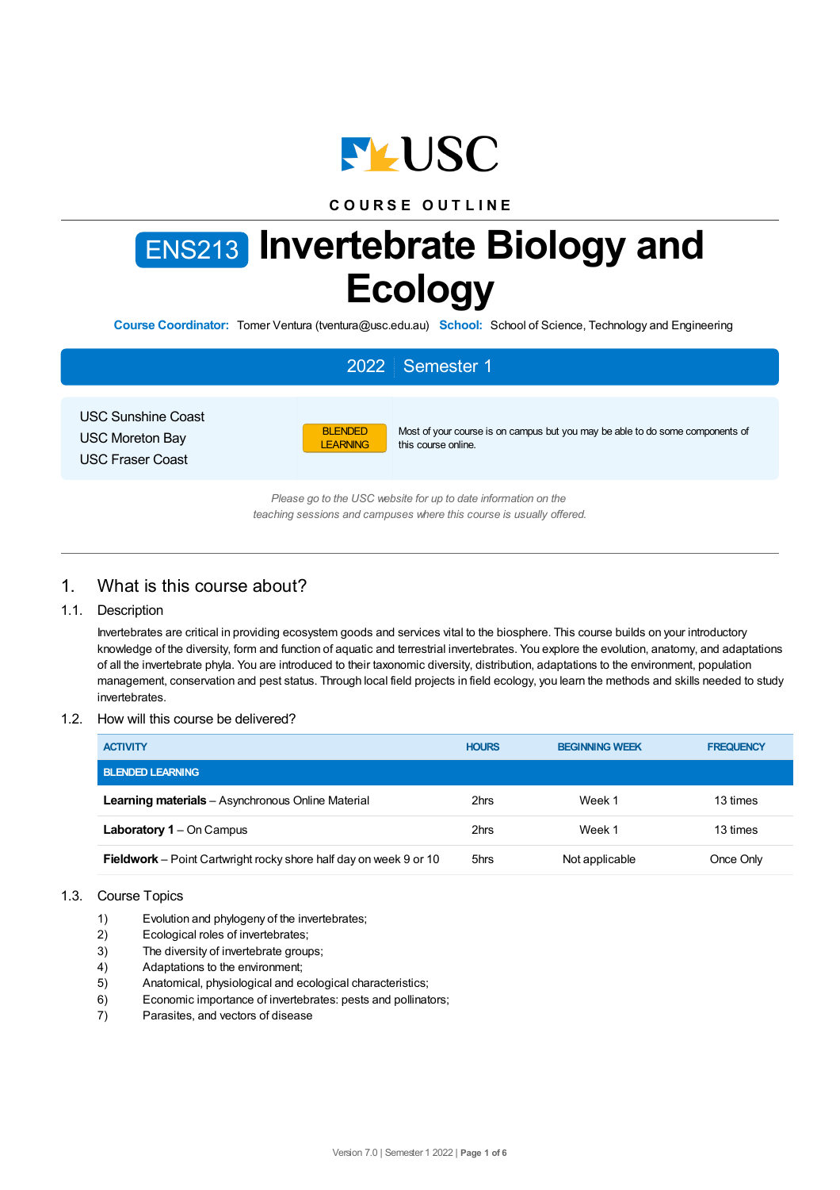COURSE OUTLINE

# ENS213 Invertebrate Biology and Ecology

**Course Coordinator:** Tomer Ventura (tventura@usc.edu.au) **School:** School of Science, Technology and Engineering

## 2022 Semester 1

USC Sunshine Coast
USC Moreton Bay
USC Fraser Coast

BLENDED LEARNING — Most of your course is on campus but you may be able to do some components of this course online.

*Please go to the USC website for up to date information on the teaching sessions and campuses where this course is usually offered.*

## 1. What is this course about?

### 1.1. Description

Invertebrates are critical in providing ecosystem goods and services vital to the biosphere. This course builds on your introductory knowledge of the diversity, form and function of aquatic and terrestrial invertebrates. You explore the evolution, anatomy, and adaptations of all the invertebrate phyla. You are introduced to their taxonomic diversity, distribution, adaptations to the environment, population management, conservation and pest status. Through local field projects in field ecology, you learn the methods and skills needed to study invertebrates.

### 1.2. How will this course be delivered?

| ACTIVITY | HOURS | BEGINNING WEEK | FREQUENCY |
|---|---|---|---|
| **BLENDED LEARNING** | | | |
| **Learning materials** – Asynchronous Online Material | 2hrs | Week 1 | 13 times |
| **Laboratory 1** – On Campus | 2hrs | Week 1 | 13 times |
| **Fieldwork** – Point Cartwright rocky shore half day on week 9 or 10 | 5hrs | Not applicable | Once Only |

### 1.3. Course Topics

1) Evolution and phylogeny of the invertebrates;
2) Ecological roles of invertebrates;
3) The diversity of invertebrate groups;
4) Adaptations to the environment;
5) Anatomical, physiological and ecological characteristics;
6) Economic importance of invertebrates: pests and pollinators;
7) Parasites, and vectors of disease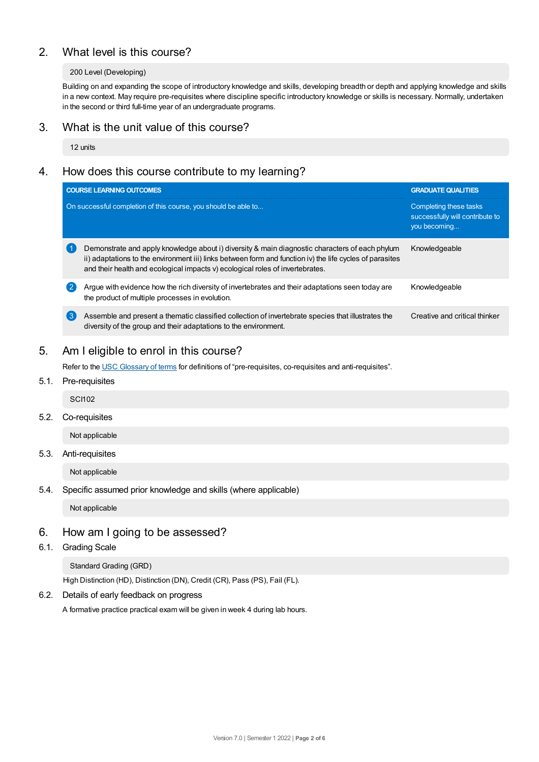## 2. What level is this course?

200 Level (Developing)

Building on and expanding the scope of introductory knowledge and skills, developing breadth or depth and applying knowledge and skills in a new context. May require pre-requisites where discipline specific introductory knowledge or skills is necessary. Normally, undertaken in the second or third full-time year of an undergraduate programs.

## 3. What is the unit value of this course?

12 units

## 4. How does this course contribute to my learning?

| | COURSE LEARNING OUTCOMES<br>On successful completion of this course, you should be able to... | GRADUATE QUALITIES<br>Completing these tasks successfully will contribute to you becoming... |
|---|---|---|
| 1 | Demonstrate and apply knowledge about i) diversity & main diagnostic characters of each phylum ii) adaptations to the environment iii) links between form and function iv) the life cycles of parasites and their health and ecological impacts v) ecological roles of invertebrates. | Knowledgeable |
| 2 | Argue with evidence how the rich diversity of invertebrates and their adaptations seen today are the product of multiple processes in evolution. | Knowledgeable |
| 3 | Assemble and present a thematic classified collection of invertebrate species that illustrates the diversity of the group and their adaptations to the environment. | Creative and critical thinker |

## 5. Am I eligible to enrol in this course?

Refer to the USC Glossary of terms for definitions of "pre-requisites, co-requisites and anti-requisites".

### 5.1. Pre-requisites

SCI102

### 5.2. Co-requisites

Not applicable

### 5.3. Anti-requisites

Not applicable

### 5.4. Specific assumed prior knowledge and skills (where applicable)

Not applicable

## 6. How am I going to be assessed?

### 6.1. Grading Scale

Standard Grading (GRD)

High Distinction (HD), Distinction (DN), Credit (CR), Pass (PS), Fail (FL).

### 6.2. Details of early feedback on progress

A formative practice practical exam will be given in week 4 during lab hours.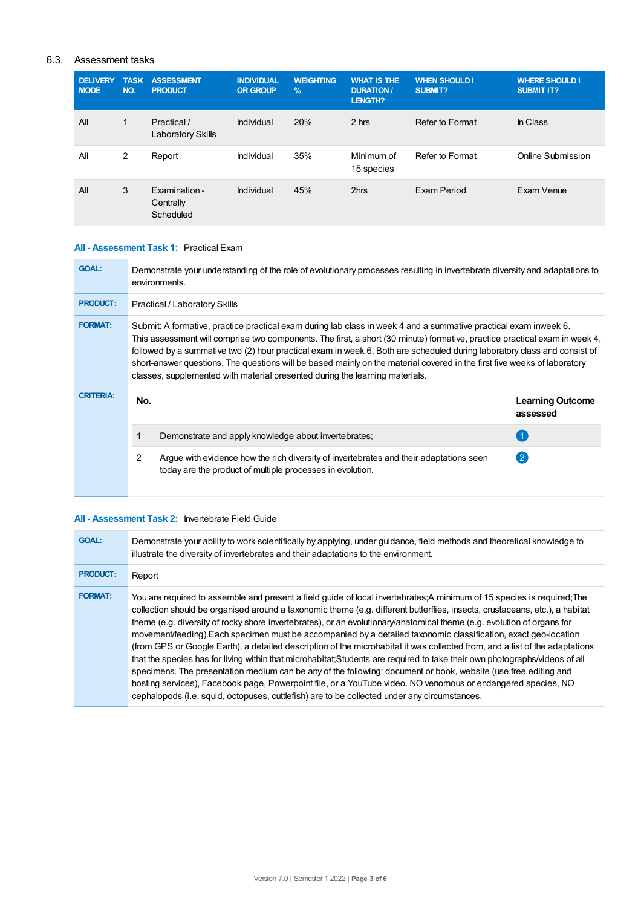## 6.3. Assessment tasks

| DELIVERY MODE | TASK NO. | ASSESSMENT PRODUCT | INDIVIDUAL OR GROUP | WEIGHTING % | WHAT IS THE DURATION / LENGTH? | WHEN SHOULD I SUBMIT? | WHERE SHOULD I SUBMIT IT? |
|---|---|---|---|---|---|---|---|
| All | 1 | Practical / Laboratory Skills | Individual | 20% | 2 hrs | Refer to Format | In Class |
| All | 2 | Report | Individual | 35% | Minimum of 15 species | Refer to Format | Online Submission |
| All | 3 | Examination - Centrally Scheduled | Individual | 45% | 2hrs | Exam Period | Exam Venue |

### All - Assessment Task 1: Practical Exam

**GOAL:** Demonstrate your understanding of the role of evolutionary processes resulting in invertebrate diversity and adaptations to environments.

**PRODUCT:** Practical / Laboratory Skills

**FORMAT:** Submit: A formative, practice practical exam during lab class in week 4 and a summative practical exam inweek 6.
This assessment will comprise two components. The first, a short (30 minute) formative, practice practical exam in week 4, followed by a summative two (2) hour practical exam in week 6. Both are scheduled during laboratory class and consist of short-answer questions. The questions will be based mainly on the material covered in the first five weeks of laboratory classes, supplemented with material presented during the learning materials.

**CRITERIA:**

| No. | | Learning Outcome assessed |
|---|---|---|
| 1 | Demonstrate and apply knowledge about invertebrates; | 1 |
| 2 | Argue with evidence how the rich diversity of invertebrates and their adaptations seen today are the product of multiple processes in evolution. | 2 |

### All - Assessment Task 2: Invertebrate Field Guide

**GOAL:** Demonstrate your ability to work scientifically by applying, under guidance, field methods and theoretical knowledge to illustrate the diversity of invertebrates and their adaptations to the environment.

**PRODUCT:** Report

**FORMAT:** You are required to assemble and present a field guide of local invertebrates;A minimum of 15 species is required;The collection should be organised around a taxonomic theme (e.g. different butterflies, insects, crustaceans, etc.), a habitat theme (e.g. diversity of rocky shore invertebrates), or an evolutionary/anatomical theme (e.g. evolution of organs for movement/feeding).Each specimen must be accompanied by a detailed taxonomic classification, exact geo-location (from GPS or Google Earth), a detailed description of the microhabitat it was collected from, and a list of the adaptations that the species has for living within that microhabitat;Students are required to take their own photographs/videos of all specimens. The presentation medium can be any of the following: document or book, website (use free editing and hosting services), Facebook page, Powerpoint file, or a YouTube video. NO venomous or endangered species, NO cephalopods (i.e. squid, octopuses, cuttlefish) are to be collected under any circumstances.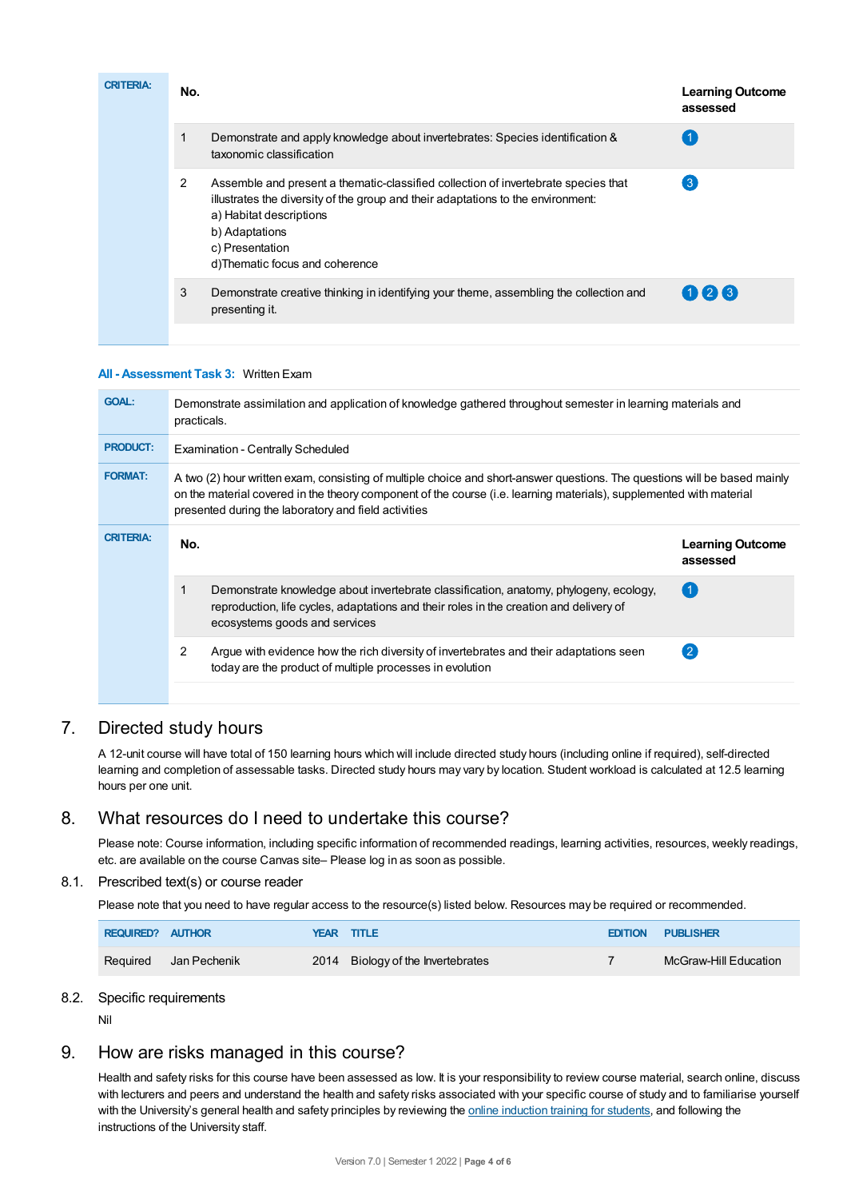**CRITERIA:**

| No. | | Learning Outcome assessed |
|---|---|---|
| 1 | Demonstrate and apply knowledge about invertebrates: Species identification & taxonomic classification | 1 |
| 2 | Assemble and present a thematic-classified collection of invertebrate species that illustrates the diversity of the group and their adaptations to the environment:<br>a) Habitat descriptions<br>b) Adaptations<br>c) Presentation<br>d)Thematic focus and coherence | 3 |
| 3 | Demonstrate creative thinking in identifying your theme, assembling the collection and presenting it. | 1 2 3 |

**All - Assessment Task 3:** Written Exam

**GOAL:** Demonstrate assimilation and application of knowledge gathered throughout semester in learning materials and practicals.

**PRODUCT:** Examination - Centrally Scheduled

**FORMAT:** A two (2) hour written exam, consisting of multiple choice and short-answer questions. The questions will be based mainly on the material covered in the theory component of the course (i.e. learning materials), supplemented with material presented during the laboratory and field activities

**CRITERIA:**

| No. | | Learning Outcome assessed |
|---|---|---|
| 1 | Demonstrate knowledge about invertebrate classification, anatomy, phylogeny, ecology, reproduction, life cycles, adaptations and their roles in the creation and delivery of ecosystems goods and services | 1 |
| 2 | Argue with evidence how the rich diversity of invertebrates and their adaptations seen today are the product of multiple processes in evolution | 2 |

## 7. Directed study hours

A 12-unit course will have total of 150 learning hours which will include directed study hours (including online if required), self-directed learning and completion of assessable tasks. Directed study hours may vary by location. Student workload is calculated at 12.5 learning hours per one unit.

## 8. What resources do I need to undertake this course?

Please note: Course information, including specific information of recommended readings, learning activities, resources, weekly readings, etc. are available on the course Canvas site– Please log in as soon as possible.

### 8.1. Prescribed text(s) or course reader

Please note that you need to have regular access to the resource(s) listed below. Resources may be required or recommended.

| REQUIRED? | AUTHOR | YEAR | TITLE | EDITION | PUBLISHER |
|---|---|---|---|---|---|
| Required | Jan Pechenik | 2014 | Biology of the Invertebrates | 7 | McGraw-Hill Education |

### 8.2. Specific requirements

Nil

## 9. How are risks managed in this course?

Health and safety risks for this course have been assessed as low. It is your responsibility to review course material, search online, discuss with lecturers and peers and understand the health and safety risks associated with your specific course of study and to familiarise yourself with the University's general health and safety principles by reviewing the online induction training for students, and following the instructions of the University staff.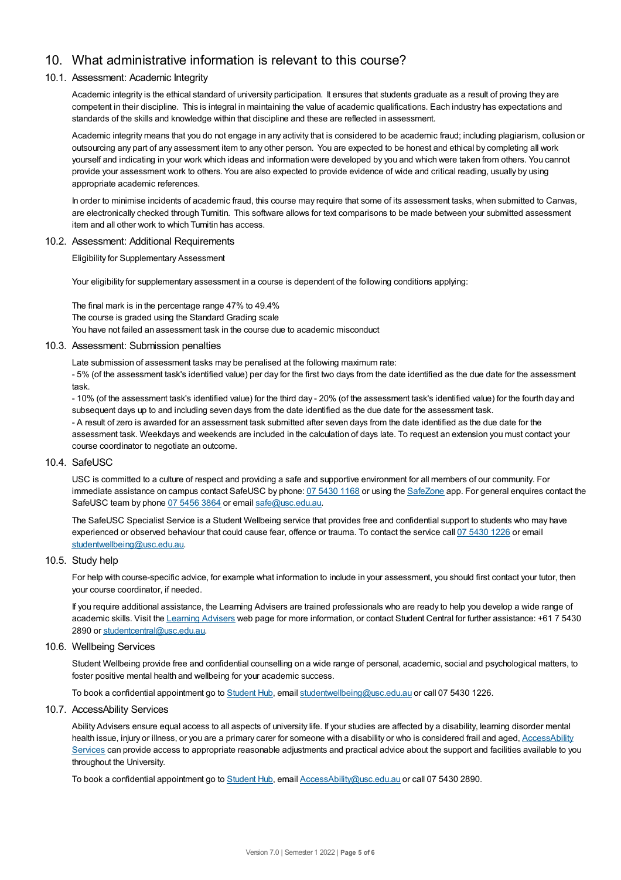## 10. What administrative information is relevant to this course?

### 10.1. Assessment: Academic Integrity

Academic integrity is the ethical standard of university participation. It ensures that students graduate as a result of proving they are competent in their discipline. This is integral in maintaining the value of academic qualifications. Each industry has expectations and standards of the skills and knowledge within that discipline and these are reflected in assessment.

Academic integrity means that you do not engage in any activity that is considered to be academic fraud; including plagiarism, collusion or outsourcing any part of any assessment item to any other person. You are expected to be honest and ethical by completing all work yourself and indicating in your work which ideas and information were developed by you and which were taken from others. You cannot provide your assessment work to others. You are also expected to provide evidence of wide and critical reading, usually by using appropriate academic references.

In order to minimise incidents of academic fraud, this course may require that some of its assessment tasks, when submitted to Canvas, are electronically checked through Turnitin. This software allows for text comparisons to be made between your submitted assessment item and all other work to which Turnitin has access.

### 10.2. Assessment: Additional Requirements

Eligibility for Supplementary Assessment

Your eligibility for supplementary assessment in a course is dependent of the following conditions applying:

The final mark is in the percentage range 47% to 49.4%
The course is graded using the Standard Grading scale
You have not failed an assessment task in the course due to academic misconduct

### 10.3. Assessment: Submission penalties

Late submission of assessment tasks may be penalised at the following maximum rate:
- 5% (of the assessment task's identified value) per day for the first two days from the date identified as the due date for the assessment task.
- 10% (of the assessment task's identified value) for the third day - 20% (of the assessment task's identified value) for the fourth day and subsequent days up to and including seven days from the date identified as the due date for the assessment task.
- A result of zero is awarded for an assessment task submitted after seven days from the date identified as the due date for the assessment task. Weekdays and weekends are included in the calculation of days late. To request an extension you must contact your course coordinator to negotiate an outcome.

### 10.4. SafeUSC

USC is committed to a culture of respect and providing a safe and supportive environment for all members of our community. For immediate assistance on campus contact SafeUSC by phone: 07 5430 1168 or using the SafeZone app. For general enquires contact the SafeUSC team by phone 07 5456 3864 or email safe@usc.edu.au.

The SafeUSC Specialist Service is a Student Wellbeing service that provides free and confidential support to students who may have experienced or observed behaviour that could cause fear, offence or trauma. To contact the service call 07 5430 1226 or email studentwellbeing@usc.edu.au.

### 10.5. Study help

For help with course-specific advice, for example what information to include in your assessment, you should first contact your tutor, then your course coordinator, if needed.

If you require additional assistance, the Learning Advisers are trained professionals who are ready to help you develop a wide range of academic skills. Visit the Learning Advisers web page for more information, or contact Student Central for further assistance: +61 7 5430 2890 or studentcentral@usc.edu.au.

### 10.6. Wellbeing Services

Student Wellbeing provide free and confidential counselling on a wide range of personal, academic, social and psychological matters, to foster positive mental health and wellbeing for your academic success.

To book a confidential appointment go to Student Hub, email studentwellbeing@usc.edu.au or call 07 5430 1226.

### 10.7. AccessAbility Services

Ability Advisers ensure equal access to all aspects of university life. If your studies are affected by a disability, learning disorder mental health issue, injury or illness, or you are a primary carer for someone with a disability or who is considered frail and aged, AccessAbility Services can provide access to appropriate reasonable adjustments and practical advice about the support and facilities available to you throughout the University.

To book a confidential appointment go to Student Hub, email AccessAbility@usc.edu.au or call 07 5430 2890.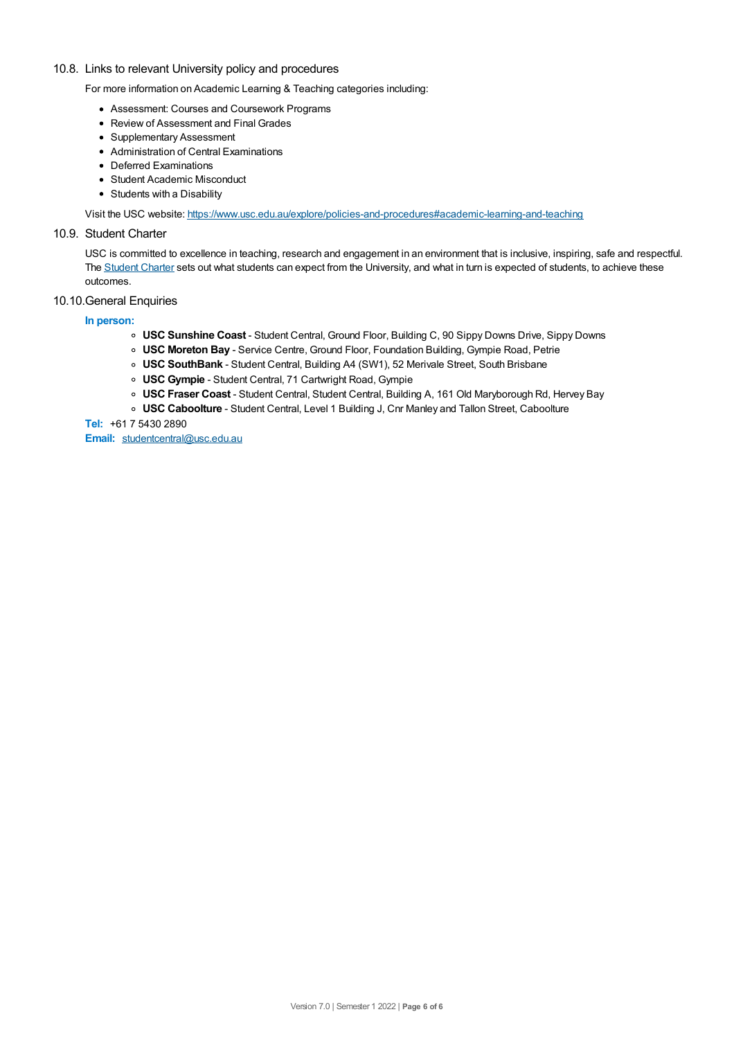### 10.8. Links to relevant University policy and procedures

For more information on Academic Learning & Teaching categories including:

- Assessment: Courses and Coursework Programs
- Review of Assessment and Final Grades
- Supplementary Assessment
- Administration of Central Examinations
- Deferred Examinations
- Student Academic Misconduct
- Students with a Disability

Visit the USC website: [https://www.usc.edu.au/explore/policies-and-procedures#academic-learning-and-teaching](https://www.usc.edu.au/explore/policies-and-procedures#academic-learning-and-teaching)

### 10.9. Student Charter

USC is committed to excellence in teaching, research and engagement in an environment that is inclusive, inspiring, safe and respectful. The [Student Charter](#) sets out what students can expect from the University, and what in turn is expected of students, to achieve these outcomes.

### 10.10. General Enquiries

**In person:**

- **USC Sunshine Coast** - Student Central, Ground Floor, Building C, 90 Sippy Downs Drive, Sippy Downs
- **USC Moreton Bay** - Service Centre, Ground Floor, Foundation Building, Gympie Road, Petrie
- **USC SouthBank** - Student Central, Building A4 (SW1), 52 Merivale Street, South Brisbane
- **USC Gympie** - Student Central, 71 Cartwright Road, Gympie
- **USC Fraser Coast** - Student Central, Student Central, Building A, 161 Old Maryborough Rd, Hervey Bay
- **USC Caboolture** - Student Central, Level 1 Building J, Cnr Manley and Tallon Street, Caboolture

**Tel:** +61 7 5430 2890

**Email:** [studentcentral@usc.edu.au](mailto:studentcentral@usc.edu.au)